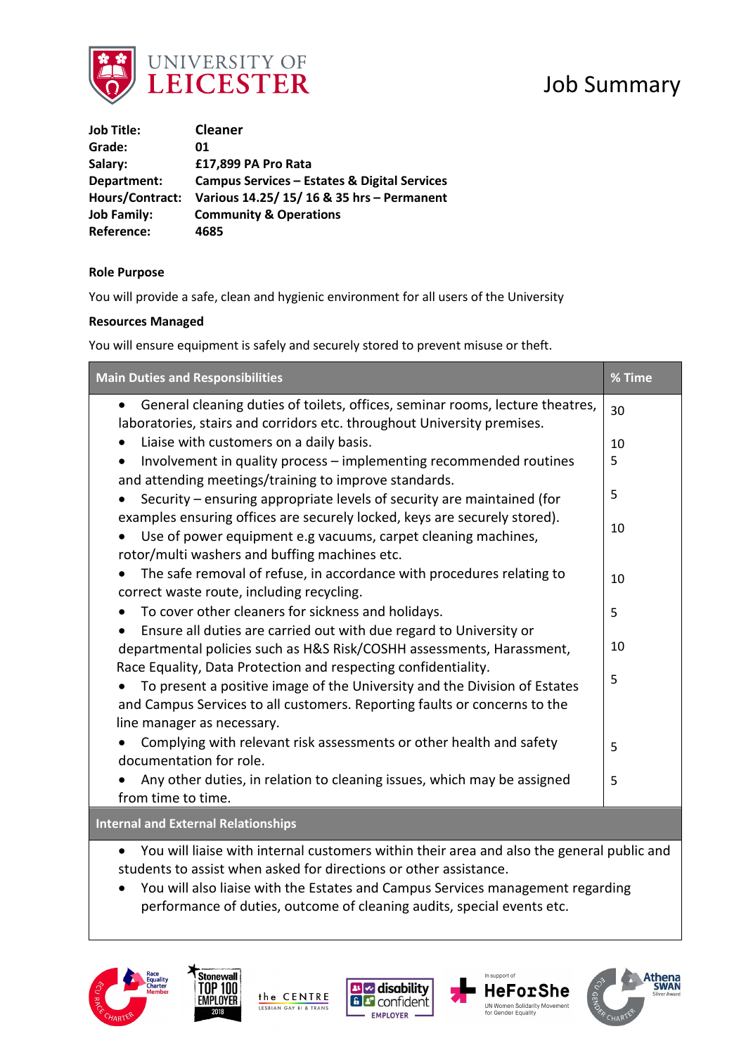# Job Summary

| | |
|---|---|
| **Job Title:** | **Cleaner** |
| **Grade:** | **01** |
| **Salary:** | **£17,899 PA Pro Rata** |
| **Department:** | **Campus Services – Estates & Digital Services** |
| **Hours/Contract:** | **Various 14.25/ 15/ 16 & 35 hrs – Permanent** |
| **Job Family:** | **Community & Operations** |
| **Reference:** | **4685** |

**Role Purpose**

You will provide a safe, clean and hygienic environment for all users of the University

**Resources Managed**

You will ensure equipment is safely and securely stored to prevent misuse or theft.

| Main Duties and Responsibilities | % Time |
|---|---|
| • General cleaning duties of toilets, offices, seminar rooms, lecture theatres, laboratories, stairs and corridors etc. throughout University premises. | 30 |
| • Liaise with customers on a daily basis. | 10 |
| • Involvement in quality process – implementing recommended routines and attending meetings/training to improve standards. | 5 |
| • Security – ensuring appropriate levels of security are maintained (for examples ensuring offices are securely locked, keys are securely stored). | 5 |
| • Use of power equipment e.g vacuums, carpet cleaning machines, rotor/multi washers and buffing machines etc. | 10 |
| • The safe removal of refuse, in accordance with procedures relating to correct waste route, including recycling. | 10 |
| • To cover other cleaners for sickness and holidays. | 5 |
| • Ensure all duties are carried out with due regard to University or departmental policies such as H&S Risk/COSHH assessments, Harassment, Race Equality, Data Protection and respecting confidentiality. | 10 |
| • To present a positive image of the University and the Division of Estates and Campus Services to all customers. Reporting faults or concerns to the line manager as necessary. | 5 |
| • Complying with relevant risk assessments or other health and safety documentation for role. | 5 |
| • Any other duties, in relation to cleaning issues, which may be assigned from time to time. | 5 |

**Internal and External Relationships**

- You will liaise with internal customers within their area and also the general public and students to assist when asked for directions or other assistance.
- You will also liaise with the Estates and Campus Services management regarding performance of duties, outcome of cleaning audits, special events etc.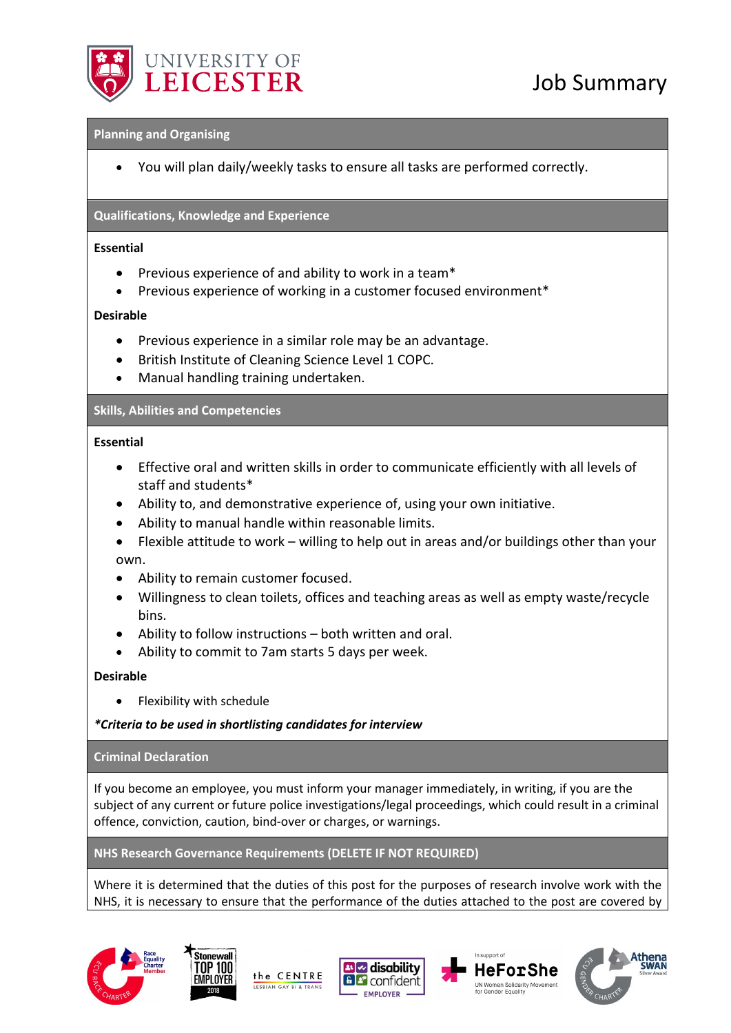# Job Summary

## Planning and Organising

- You will plan daily/weekly tasks to ensure all tasks are performed correctly.

## Qualifications, Knowledge and Experience

**Essential**

- Previous experience of and ability to work in a team*
- Previous experience of working in a customer focused environment*

**Desirable**

- Previous experience in a similar role may be an advantage.
- British Institute of Cleaning Science Level 1 COPC.
- Manual handling training undertaken.

## Skills, Abilities and Competencies

**Essential**

- Effective oral and written skills in order to communicate efficiently with all levels of staff and students*
- Ability to, and demonstrative experience of, using your own initiative.
- Ability to manual handle within reasonable limits.
- Flexible attitude to work – willing to help out in areas and/or buildings other than your own.
- Ability to remain customer focused.
- Willingness to clean toilets, offices and teaching areas as well as empty waste/recycle bins.
- Ability to follow instructions – both written and oral.
- Ability to commit to 7am starts 5 days per week.

**Desirable**

- Flexibility with schedule

***Criteria to be used in shortlisting candidates for interview***

## Criminal Declaration

If you become an employee, you must inform your manager immediately, in writing, if you are the subject of any current or future police investigations/legal proceedings, which could result in a criminal offence, conviction, caution, bind-over or charges, or warnings.

## NHS Research Governance Requirements (DELETE IF NOT REQUIRED)

Where it is determined that the duties of this post for the purposes of research involve work with the NHS, it is necessary to ensure that the performance of the duties attached to the post are covered by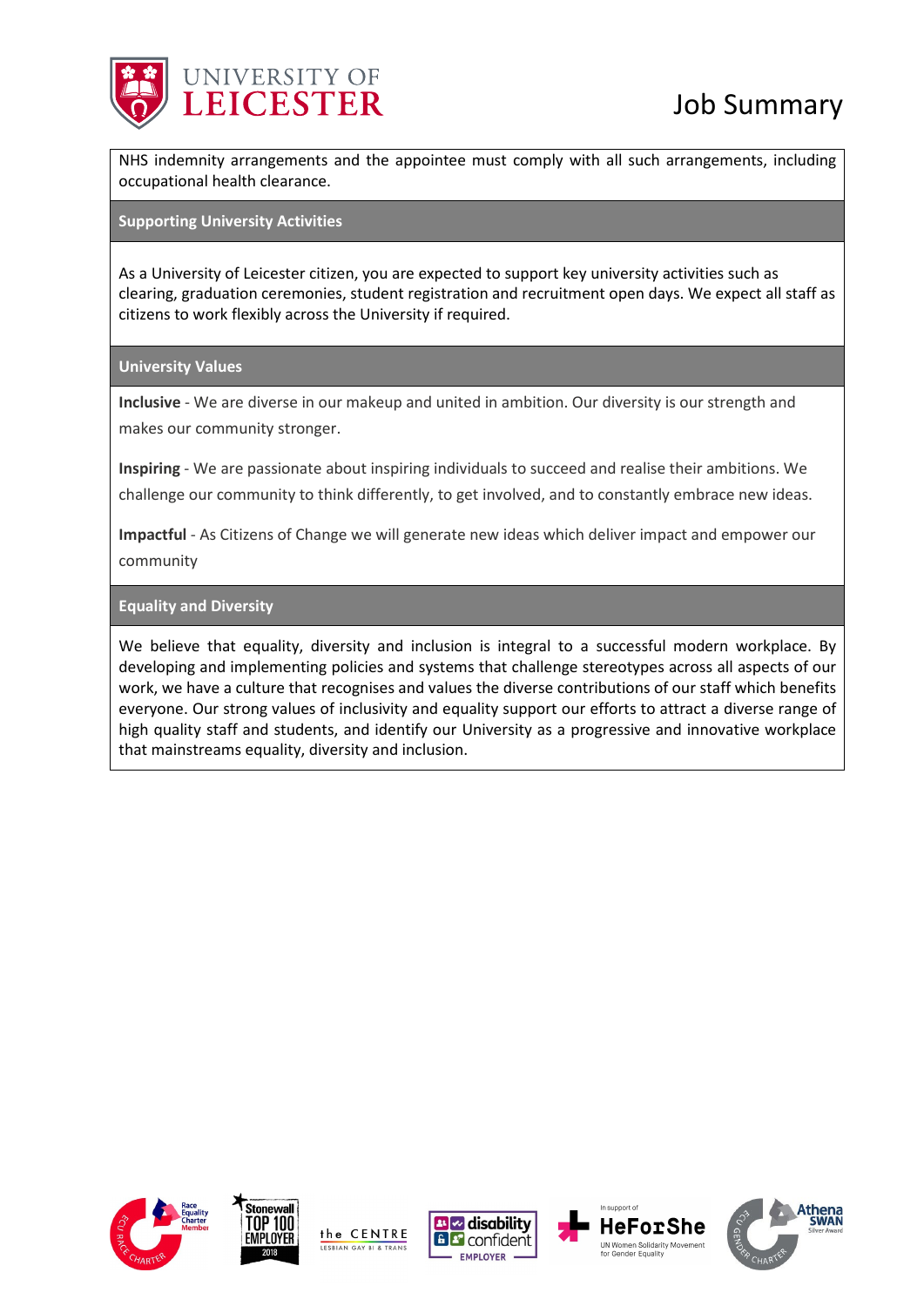NHS indemnity arrangements and the appointee must comply with all such arrangements, including occupational health clearance.

## Supporting University Activities

As a University of Leicester citizen, you are expected to support key university activities such as clearing, graduation ceremonies, student registration and recruitment open days. We expect all staff as citizens to work flexibly across the University if required.

## University Values

**Inclusive** - We are diverse in our makeup and united in ambition. Our diversity is our strength and makes our community stronger.

**Inspiring** - We are passionate about inspiring individuals to succeed and realise their ambitions. We challenge our community to think differently, to get involved, and to constantly embrace new ideas.

**Impactful** - As Citizens of Change we will generate new ideas which deliver impact and empower our community

## Equality and Diversity

We believe that equality, diversity and inclusion is integral to a successful modern workplace. By developing and implementing policies and systems that challenge stereotypes across all aspects of our work, we have a culture that recognises and values the diverse contributions of our staff which benefits everyone. Our strong values of inclusivity and equality support our efforts to attract a diverse range of high quality staff and students, and identify our University as a progressive and innovative workplace that mainstreams equality, diversity and inclusion.